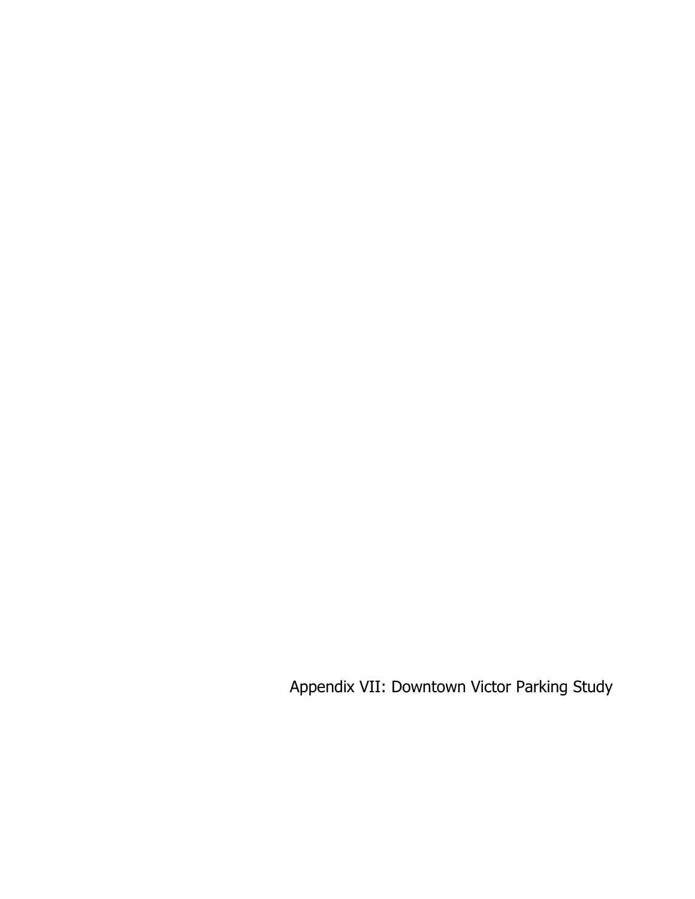# Appendix VII: Downtown Victor Parking Study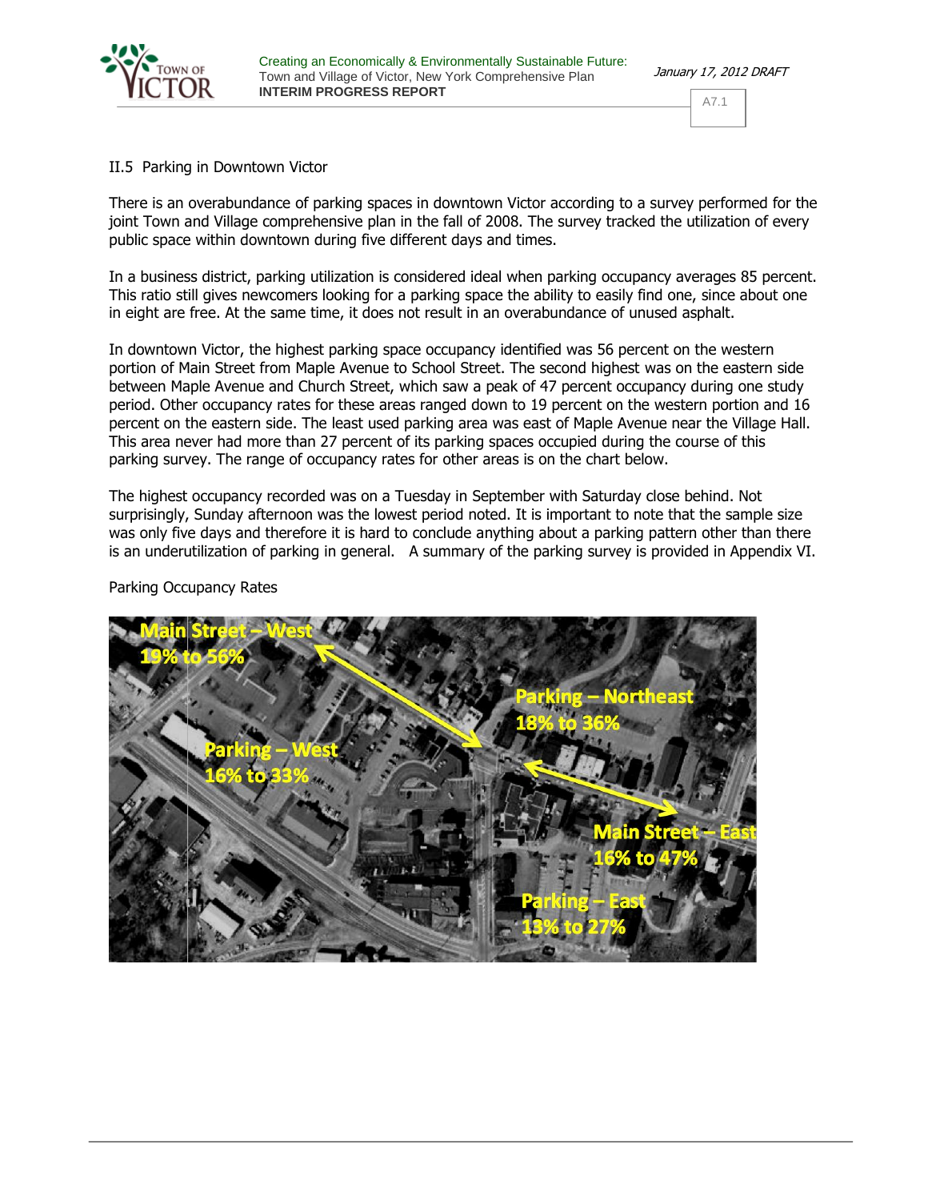## II.5 Parking in Downtown Victor

There is an overabundance of parking spaces in downtown Victor according to a survey performed for the joint Town and Village comprehensive plan in the fall of 2008. The survey tracked the utilization of every public space within downtown during five different days and times.

In a business district, parking utilization is considered ideal when parking occupancy averages 85 percent. This ratio still gives newcomers looking for a parking space the ability to easily find one, since about one in eight are free. At the same time, it does not result in an overabundance of unused asphalt.

In downtown Victor, the highest parking space occupancy identified was 56 percent on the western portion of Main Street from Maple Avenue to School Street. The second highest was on the eastern side between Maple Avenue and Church Street, which saw a peak of 47 percent occupancy during one study period. Other occupancy rates for these areas ranged down to 19 percent on the western portion and 16 percent on the eastern side. The least used parking area was east of Maple Avenue near the Village Hall. This area never had more than 27 percent of its parking spaces occupied during the course of this parking survey. The range of occupancy rates for other areas is on the chart below.

The highest occupancy recorded was on a Tuesday in September with Saturday close behind. Not surprisingly, Sunday afternoon was the lowest period noted. It is important to note that the sample size was only five days and therefore it is hard to conclude anything about a parking pattern other than there is an underutilization of parking in general. A summary of the parking survey is provided in Appendix VI.

Parking Occupancy Rates

Main Street – West
19% to 56%

Parking – Northeast
18% to 36%

Parking – West
16% to 33%

Main Street – East
16% to 47%

Parking – East
13% to 27%